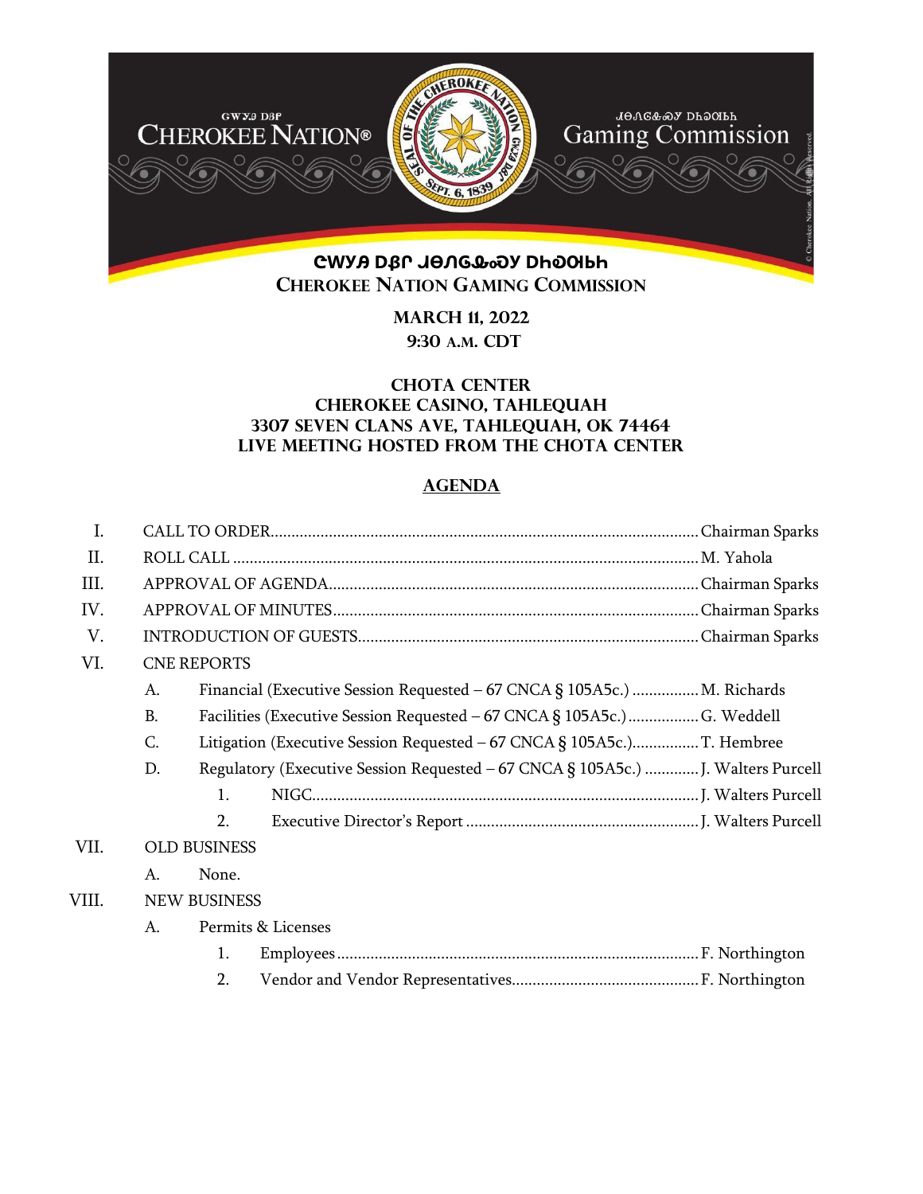ᏣᎳᎩ ᎠᏰᎵ ᏗᎧᏁᎢᏍᏗᏍᎩ ᏗᏂᎧᎿᏩᏕᎩ

# Cherokee Nation Gaming Commission

**MARCH 11, 2022**
**9:30 A.M. CDT**

**CHOTA CENTER**
**CHEROKEE CASINO, TAHLEQUAH**
**3307 SEVEN CLANS AVE, TAHLEQUAH, OK 74464**
**LIVE MEETING HOSTED FROM THE CHOTA CENTER**

## AGENDA

I. CALL TO ORDER....................Chairman Sparks

II. ROLL CALL....................M. Yahola

III. APPROVAL OF AGENDA....................Chairman Sparks

IV. APPROVAL OF MINUTES....................Chairman Sparks

V. INTRODUCTION OF GUESTS....................Chairman Sparks

VI. CNE REPORTS

- A. Financial (Executive Session Requested – 67 CNCA § 105A5c.)....................M. Richards
- B. Facilities (Executive Session Requested – 67 CNCA § 105A5c.)....................G. Weddell
- C. Litigation (Executive Session Requested – 67 CNCA § 105A5c.)....................T. Hembree
- D. Regulatory (Executive Session Requested – 67 CNCA § 105A5c.)....................J. Walters Purcell
  - 1. NIGC....................J. Walters Purcell
  - 2. Executive Director's Report....................J. Walters Purcell

VII. OLD BUSINESS

- A. None.

VIII. NEW BUSINESS

- A. Permits & Licenses
  - 1. Employees....................F. Northington
  - 2. Vendor and Vendor Representatives....................F. Northington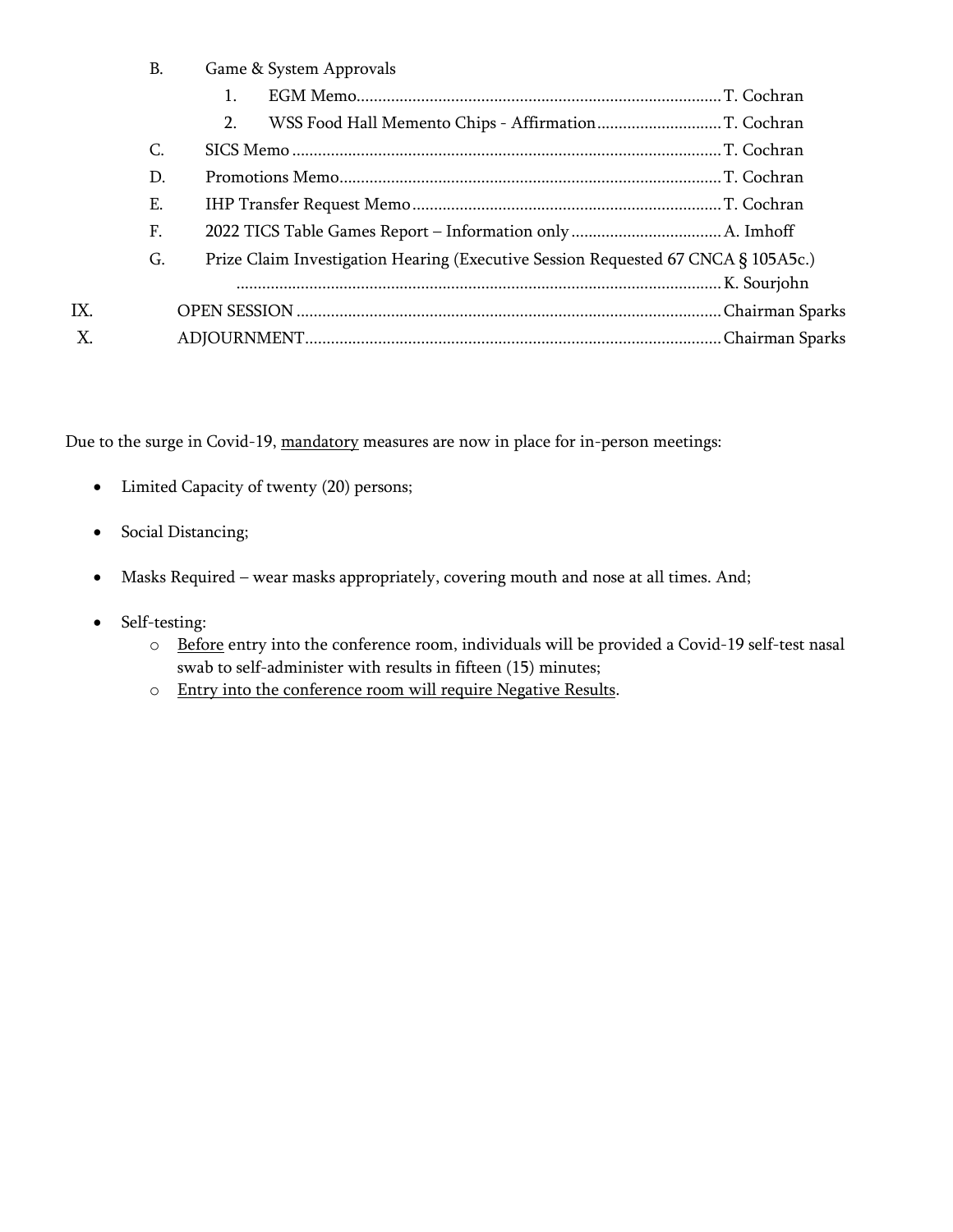B. Game & System Approvals

1. EGM Memo....................................................................................T. Cochran
2. WSS Food Hall Memento Chips - Affirmation.............................T. Cochran

C. SICS Memo ..................................................................................T. Cochran

D. Promotions Memo........................................................................T. Cochran

E. IHP Transfer Request Memo .......................................................T. Cochran

F. 2022 TICS Table Games Report – Information only ...................................A. Imhoff

G. Prize Claim Investigation Hearing (Executive Session Requested 67 CNCA § 105A5c.) ................................................................................................................K. Sourjohn

IX. OPEN SESSION ..................................................................................................Chairman Sparks

X. ADJOURNMENT.................................................................................................Chairman Sparks

Due to the surge in Covid-19, <u>mandatory</u> measures are now in place for in-person meetings:

- Limited Capacity of twenty (20) persons;
- Social Distancing;
- Masks Required – wear masks appropriately, covering mouth and nose at all times. And;
- Self-testing:
  - <u>Before</u> entry into the conference room, individuals will be provided a Covid-19 self-test nasal swab to self-administer with results in fifteen (15) minutes;
  - <u>Entry into the conference room will require Negative Results</u>.